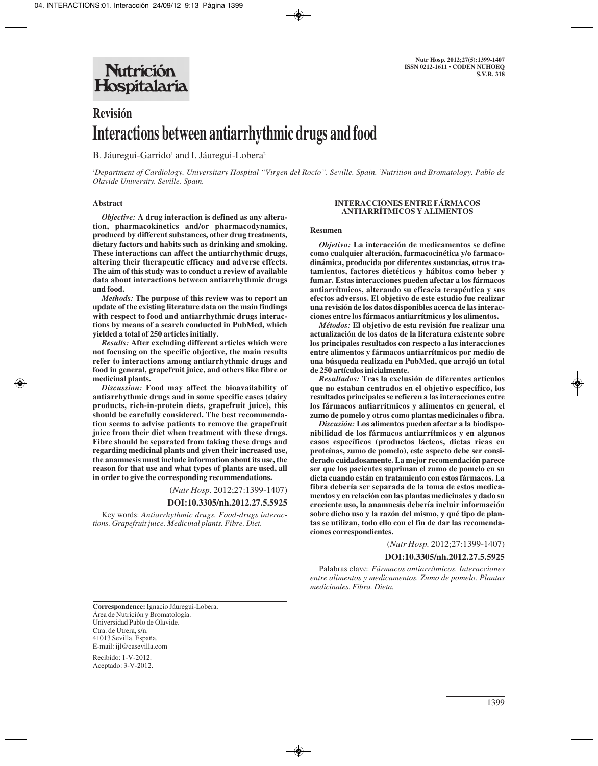# Revisión

# Interactions between antiarrhythmic drugs and food

B. Jáuregui-Garrido[1] and I. Jáuregui-Lobera[2]

[1]*Department of Cardiology. Universitary Hospital "Virgen del Rocío". Seville. Spain.* [2]*Nutrition and Bromatology. Pablo de Olavide University. Seville. Spain.*

## Abstract

***Objective:*** **A drug interaction is defined as any alteration, pharmacokinetics and/or pharmacodynamics, produced by different substances, other drug treatments, dietary factors and habits such as drinking and smoking. These interactions can affect the antiarrhythmic drugs, altering their therapeutic efficacy and adverse effects. The aim of this study was to conduct a review of available data about interactions between antiarrhythmic drugs and food.**

***Methods:*** **The purpose of this review was to report an update of the existing literature data on the main findings with respect to food and antiarrhythmic drugs interactions by means of a search conducted in PubMed, which yielded a total of 250 articles initially.**

***Results:*** **After excluding different articles which were not focusing on the specific objective, the main results refer to interactions among antiarrhythmic drugs and food in general, grapefruit juice, and others like fibre or medicinal plants.**

***Discussion:*** **Food may affect the bioavailability of antiarrhythmic drugs and in some specific cases (dairy products, rich-in-protein diets, grapefruit juice), this should be carefully considered. The best recommendation seems to advise patients to remove the grapefruit juice from their diet when treatment with these drugs. Fibre should be separated from taking these drugs and regarding medicinal plants and given their increased use, the anamnesis must include information about its use, the reason for that use and what types of plants are used, all in order to give the corresponding recommendations.**

(*Nutr Hosp.* 2012;27:1399-1407)

**DOI:10.3305/nh.2012.27.5.5925**

Key words: *Antiarrhythmic drugs. Food-drugs interactions. Grapefruit juice. Medicinal plants. Fibre. Diet.*

## INTERACCIONES ENTRE FÁRMACOS ANTIARRÍTMICOS Y ALIMENTOS

### Resumen

***Objetivo:*** **La interacción de medicamentos se define como cualquier alteración, farmacocinética y/o farmacodinámica, producida por diferentes sustancias, otros tratamientos, factores dietéticos y hábitos como beber y fumar. Estas interacciones pueden afectar a los fármacos antiarrítmicos, alterando su eficacia terapéutica y sus efectos adversos. El objetivo de este estudio fue realizar una revisión de los datos disponibles acerca de las interacciones entre los fármacos antiarrítmicos y los alimentos.**

***Métodos:*** **El objetivo de esta revisión fue realizar una actualización de los datos de la literatura existente sobre los principales resultados con respecto a las interacciones entre alimentos y fármacos antiarrítmicos por medio de una búsqueda realizada en PubMed, que arrojó un total de 250 artículos inicialmente.**

***Resultados:*** **Tras la exclusión de diferentes artículos que no estaban centrados en el objetivo específico, los resultados principales se refieren a las interacciones entre los fármacos antiarrítmicos y alimentos en general, el zumo de pomelo y otros como plantas medicinales o fibra.**

***Discusión:*** **Los alimentos pueden afectar a la biodisponibilidad de los fármacos antiarrítmicos y en algunos casos específicos (productos lácteos, dietas ricas en proteínas, zumo de pomelo), este aspecto debe ser considerado cuidadosamente. La mejor recomendación parece ser que los pacientes supriman el zumo de pomelo en su dieta cuando están en tratamiento con estos fármacos. La fibra debería ser separada de la toma de estos medicamentos y en relación con las plantas medicinales y dado su creciente uso, la anamnesis debería incluir información sobre dicho uso y la razón del mismo, y qué tipo de plantas se utilizan, todo ello con el fin de dar las recomendaciones correspondientes.**

(*Nutr Hosp.* 2012;27:1399-1407)

**DOI:10.3305/nh.2012.27.5.5925**

Palabras clave: *Fármacos antiarrítmicos. Interacciones entre alimentos y medicamentos. Zumo de pomelo. Plantas medicinales. Fibra. Dieta.*

**Correspondence:** Ignacio Jáuregui-Lobera.
Área de Nutrición y Bromatología.
Universidad Pablo de Olavide.
Ctra. de Utrera, s/n.
41013 Sevilla. España.
E-mail: ijl@casevilla.com

Recibido: 1-V-2012.
Aceptado: 3-V-2012.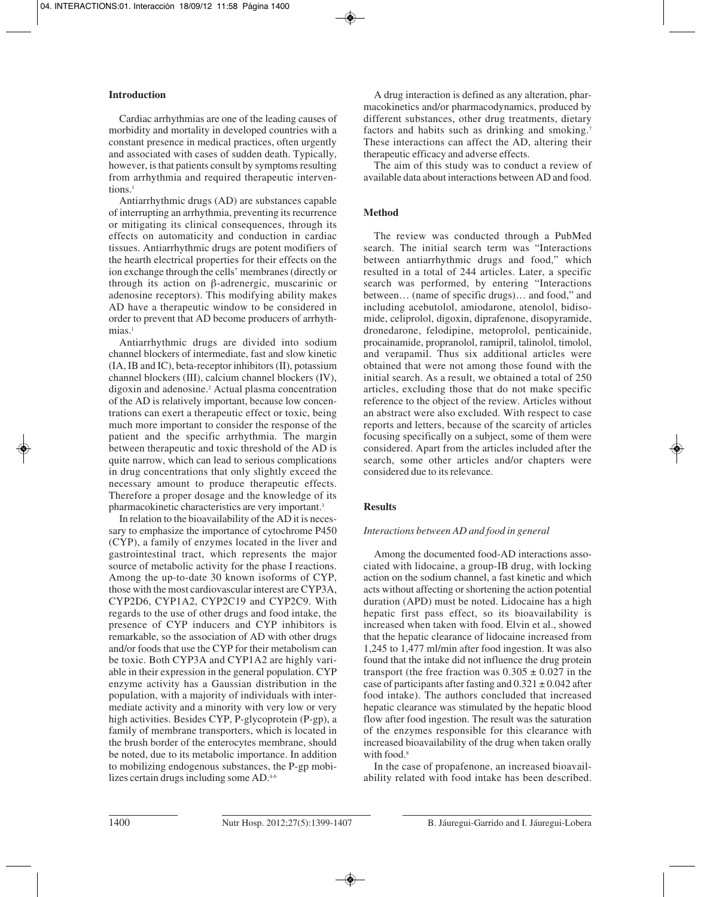## Introduction

Cardiac arrhythmias are one of the leading causes of morbidity and mortality in developed countries with a constant presence in medical practices, often urgently and associated with cases of sudden death. Typically, however, is that patients consult by symptoms resulting from arrhythmia and required therapeutic interventions.[1]

Antiarrhythmic drugs (AD) are substances capable of interrupting an arrhythmia, preventing its recurrence or mitigating its clinical consequences, through its effects on automaticity and conduction in cardiac tissues. Antiarrhythmic drugs are potent modifiers of the hearth electrical properties for their effects on the ion exchange through the cells' membranes (directly or through its action on β-adrenergic, muscarinic or adenosine receptors). This modifying ability makes AD have a therapeutic window to be considered in order to prevent that AD become producers of arrhythmias.[1]

Antiarrhythmic drugs are divided into sodium channel blockers of intermediate, fast and slow kinetic (IA, IB and IC), beta-receptor inhibitors (II), potassium channel blockers (III), calcium channel blockers (IV), digoxin and adenosine.[2] Actual plasma concentration of the AD is relatively important, because low concentrations can exert a therapeutic effect or toxic, being much more important to consider the response of the patient and the specific arrhythmia. The margin between therapeutic and toxic threshold of the AD is quite narrow, which can lead to serious complications in drug concentrations that only slightly exceed the necessary amount to produce therapeutic effects. Therefore a proper dosage and the knowledge of its pharmacokinetic characteristics are very important.[3]

In relation to the bioavailability of the AD it is necessary to emphasize the importance of cytochrome P450 (CYP), a family of enzymes located in the liver and gastrointestinal tract, which represents the major source of metabolic activity for the phase I reactions. Among the up-to-date 30 known isoforms of CYP, those with the most cardiovascular interest are CYP3A, CYP2D6, CYP1A2, CYP2C19 and CYP2C9. With regards to the use of other drugs and food intake, the presence of CYP inducers and CYP inhibitors is remarkable, so the association of AD with other drugs and/or foods that use the CYP for their metabolism can be toxic. Both CYP3A and CYP1A2 are highly variable in their expression in the general population. CYP enzyme activity has a Gaussian distribution in the population, with a majority of individuals with intermediate activity and a minority with very low or very high activities. Besides CYP, P-glycoprotein (P-gp), a family of membrane transporters, which is located in the brush border of the enterocytes membrane, should be noted, due to its metabolic importance. In addition to mobilizing endogenous substances, the P-gp mobilizes certain drugs including some AD.[4-6]

A drug interaction is defined as any alteration, pharmacokinetics and/or pharmacodynamics, produced by different substances, other drug treatments, dietary factors and habits such as drinking and smoking.[7] These interactions can affect the AD, altering their therapeutic efficacy and adverse effects.

The aim of this study was to conduct a review of available data about interactions between AD and food.

## Method

The review was conducted through a PubMed search. The initial search term was "Interactions between antiarrhythmic drugs and food," which resulted in a total of 244 articles. Later, a specific search was performed, by entering "Interactions between… (name of specific drugs)… and food," and including acebutolol, amiodarone, atenolol, bidisomide, celiprolol, digoxin, diprafenone, disopyramide, dronedarone, felodipine, metoprolol, penticainide, procainamide, propranolol, ramipril, talinolol, timolol, and verapamil. Thus six additional articles were obtained that were not among those found with the initial search. As a result, we obtained a total of 250 articles, excluding those that do not make specific reference to the object of the review. Articles without an abstract were also excluded. With respect to case reports and letters, because of the scarcity of articles focusing specifically on a subject, some of them were considered. Apart from the articles included after the search, some other articles and/or chapters were considered due to its relevance.

## Results

### *Interactions between AD and food in general*

Among the documented food-AD interactions associated with lidocaine, a group-IB drug, with locking action on the sodium channel, a fast kinetic and which acts without affecting or shortening the action potential duration (APD) must be noted. Lidocaine has a high hepatic first pass effect, so its bioavailability is increased when taken with food. Elvin et al., showed that the hepatic clearance of lidocaine increased from 1,245 to 1,477 ml/min after food ingestion. It was also found that the intake did not influence the drug protein transport (the free fraction was $0.305 \pm 0.027$ in the case of participants after fasting and $0.321 \pm 0.042$ after food intake). The authors concluded that increased hepatic clearance was stimulated by the hepatic blood flow after food ingestion. The result was the saturation of the enzymes responsible for this clearance with increased bioavailability of the drug when taken orally with food.[8]

In the case of propafenone, an increased bioavailability related with food intake has been described.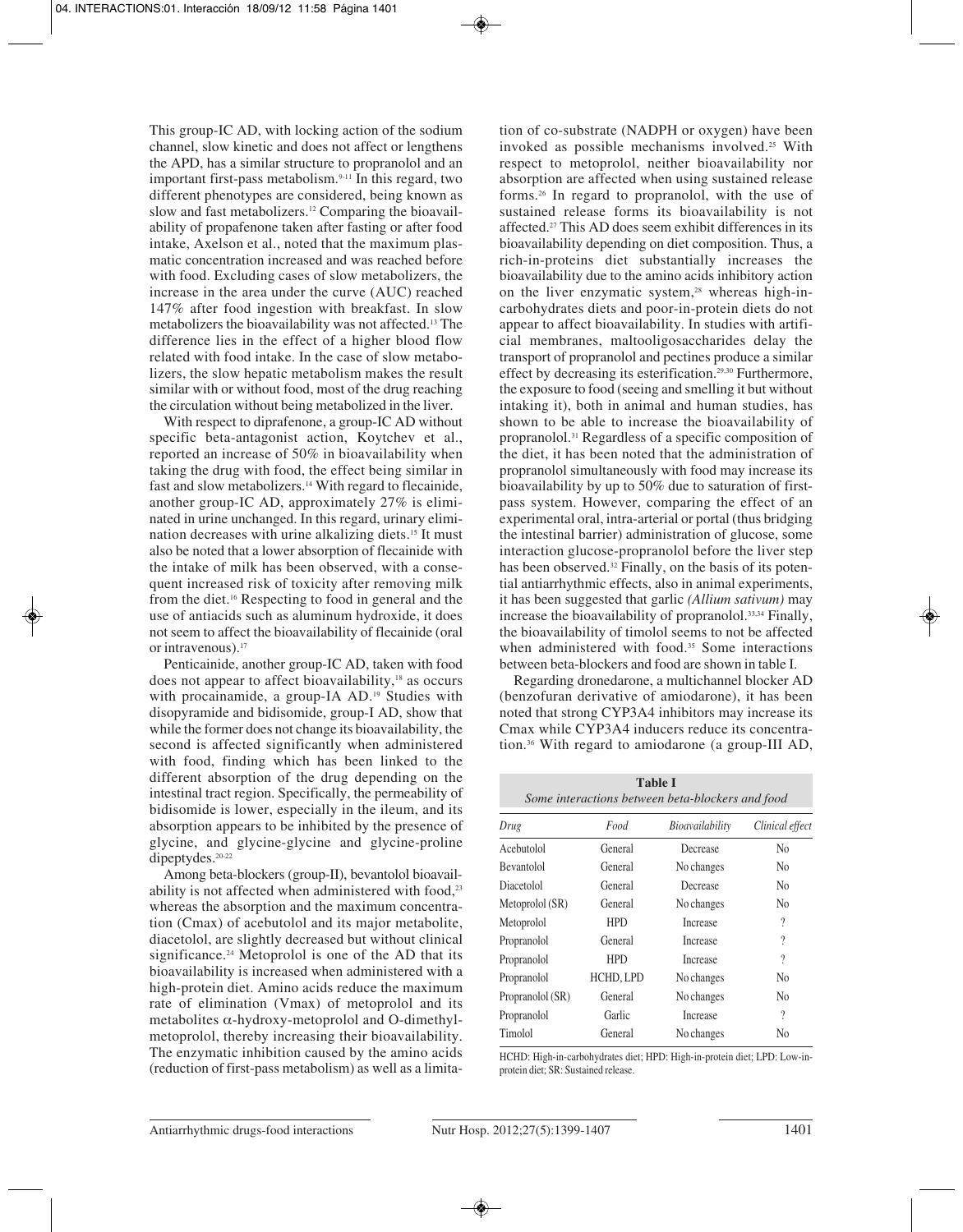This group-IC AD, with locking action of the sodium channel, slow kinetic and does not affect or lengthens the APD, has a similar structure to propranolol and an important first-pass metabolism.[9-11] In this regard, two different phenotypes are considered, being known as slow and fast metabolizers.[12] Comparing the bioavailability of propafenone taken after fasting or after food intake, Axelson et al., noted that the maximum plasmatic concentration increased and was reached before with food. Excluding cases of slow metabolizers, the increase in the area under the curve (AUC) reached 147% after food ingestion with breakfast. In slow metabolizers the bioavailability was not affected.[13] The difference lies in the effect of a higher blood flow related with food intake. In the case of slow metabolizers, the slow hepatic metabolism makes the result similar with or without food, most of the drug reaching the circulation without being metabolized in the liver.

With respect to diprafenone, a group-IC AD without specific beta-antagonist action, Koytchev et al., reported an increase of 50% in bioavailability when taking the drug with food, the effect being similar in fast and slow metabolizers.[14] With regard to flecainide, another group-IC AD, approximately 27% is eliminated in urine unchanged. In this regard, urinary elimination decreases with urine alkalizing diets.[15] It must also be noted that a lower absorption of flecainide with the intake of milk has been observed, with a consequent increased risk of toxicity after removing milk from the diet.[16] Respecting to food in general and the use of antiacids such as aluminum hydroxide, it does not seem to affect the bioavailability of flecainide (oral or intravenous).[17]

Penticainide, another group-IC AD, taken with food does not appear to affect bioavailability,[18] as occurs with procainamide, a group-IA AD.[19] Studies with disopyramide and bidisomide, group-I AD, show that while the former does not change its bioavailability, the second is affected significantly when administered with food, finding which has been linked to the different absorption of the drug depending on the intestinal tract region. Specifically, the permeability of bidisomide is lower, especially in the ileum, and its absorption appears to be inhibited by the presence of glycine, and glycine-glycine and glycine-proline dipeptydes.[20-22]

Among beta-blockers (group-II), bevantolol bioavailability is not affected when administered with food,[23] whereas the absorption and the maximum concentration (Cmax) of acebutolol and its major metabolite, diacetolol, are slightly decreased but without clinical significance.[24] Metoprolol is one of the AD that its bioavailability is increased when administered with a high-protein diet. Amino acids reduce the maximum rate of elimination (Vmax) of metoprolol and its metabolites $\alpha$-hydroxy-metoprolol and O-dimethylmetoprolol, thereby increasing their bioavailability. The enzymatic inhibition caused by the amino acids (reduction of first-pass metabolism) as well as a limitation of co-substrate (NADPH or oxygen) have been invoked as possible mechanisms involved.[25] With respect to metoprolol, neither bioavailability nor absorption are affected when using sustained release forms.[26] In regard to propranolol, with the use of sustained release forms its bioavailability is not affected.[27] This AD does seem exhibit differences in its bioavailability depending on diet composition. Thus, a rich-in-proteins diet substantially increases the bioavailability due to the amino acids inhibitory action on the liver enzymatic system,[28] whereas high-in-carbohydrates diets and poor-in-protein diets do not appear to affect bioavailability. In studies with artificial membranes, maltooligosaccharides delay the transport of propranolol and pectines produce a similar effect by decreasing its esterification.[29,30] Furthermore, the exposure to food (seeing and smelling it but without intaking it), both in animal and human studies, has shown to be able to increase the bioavailability of propranolol.[31] Regardless of a specific composition of the diet, it has been noted that the administration of propranolol simultaneously with food may increase its bioavailability by up to 50% due to saturation of first-pass system. However, comparing the effect of an experimental oral, intra-arterial or portal (thus bridging the intestinal barrier) administration of glucose, some interaction glucose-propranolol before the liver step has been observed.[32] Finally, on the basis of its potential antiarrhythmic effects, also in animal experiments, it has been suggested that garlic *(Allium sativum)* may increase the bioavailability of propranolol.[33,34] Finally, the bioavailability of timolol seems to not be affected when administered with food.[35] Some interactions between beta-blockers and food are shown in table I.

Regarding dronedarone, a multichannel blocker AD (benzofuran derivative of amiodarone), it has been noted that strong CYP3A4 inhibitors may increase its Cmax while CYP3A4 inducers reduce its concentration.[36] With regard to amiodarone (a group-III AD,

**Table I**
*Some interactions between beta-blockers and food*

| Drug | Food | Bioavailability | Clinical effect |
|---|---|---|---|
| Acebutolol | General | Decrease | No |
| Bevantolol | General | No changes | No |
| Diacetolol | General | Decrease | No |
| Metoprolol (SR) | General | No changes | No |
| Metoprolol | HPD | Increase | ? |
| Propranolol | General | Increase | ? |
| Propranolol | HPD | Increase | ? |
| Propranolol | HCHD, LPD | No changes | No |
| Propranolol (SR) | General | No changes | No |
| Propranolol | Garlic | Increase | ? |
| Timolol | General | No changes | No |

HCHD: High-in-carbohydrates diet; HPD: High-in-protein diet; LPD: Low-in-protein diet; SR: Sustained release.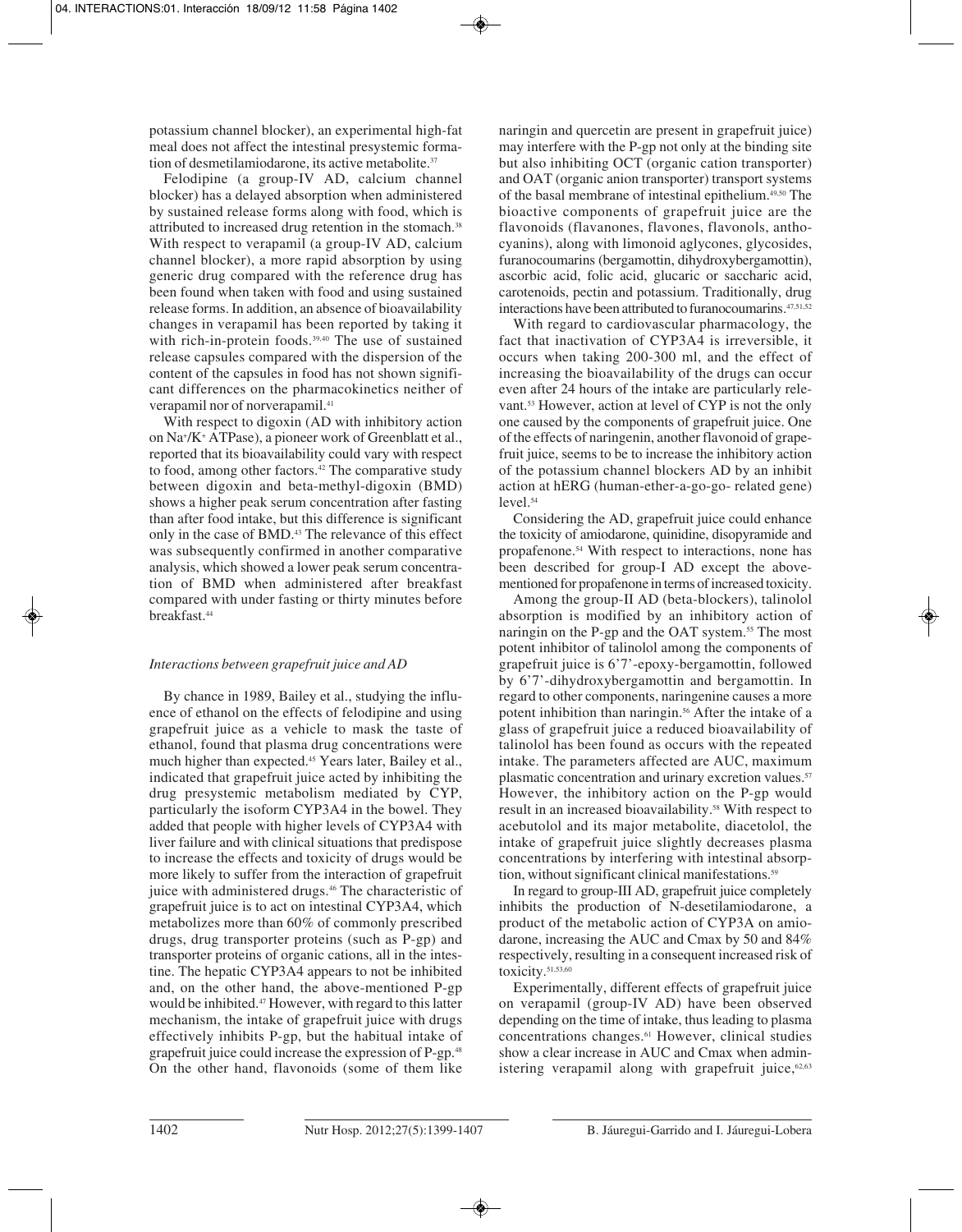potassium channel blocker), an experimental high-fat meal does not affect the intestinal presystemic formation of desmetilamiodarone, its active metabolite.[37]

Felodipine (a group-IV AD, calcium channel blocker) has a delayed absorption when administered by sustained release forms along with food, which is attributed to increased drug retention in the stomach.[38] With respect to verapamil (a group-IV AD, calcium channel blocker), a more rapid absorption by using generic drug compared with the reference drug has been found when taken with food and using sustained release forms. In addition, an absence of bioavailability changes in verapamil has been reported by taking it with rich-in-protein foods.[39,40] The use of sustained release capsules compared with the dispersion of the content of the capsules in food has not shown significant differences on the pharmacokinetics neither of verapamil nor of norverapamil.[41]

With respect to digoxin (AD with inhibitory action on $Na^+/K^+$ ATPase), a pioneer work of Greenblatt et al., reported that its bioavailability could vary with respect to food, among other factors.[42] The comparative study between digoxin and beta-methyl-digoxin (BMD) shows a higher peak serum concentration after fasting than after food intake, but this difference is significant only in the case of BMD.[43] The relevance of this effect was subsequently confirmed in another comparative analysis, which showed a lower peak serum concentration of BMD when administered after breakfast compared with under fasting or thirty minutes before breakfast.[44]

*Interactions between grapefruit juice and AD*

By chance in 1989, Bailey et al., studying the influence of ethanol on the effects of felodipine and using grapefruit juice as a vehicle to mask the taste of ethanol, found that plasma drug concentrations were much higher than expected.[45] Years later, Bailey et al., indicated that grapefruit juice acted by inhibiting the drug presystemic metabolism mediated by CYP, particularly the isoform CYP3A4 in the bowel. They added that people with higher levels of CYP3A4 with liver failure and with clinical situations that predispose to increase the effects and toxicity of drugs would be more likely to suffer from the interaction of grapefruit juice with administered drugs.[46] The characteristic of grapefruit juice is to act on intestinal CYP3A4, which metabolizes more than 60% of commonly prescribed drugs, drug transporter proteins (such as P-gp) and transporter proteins of organic cations, all in the intestine. The hepatic CYP3A4 appears to not be inhibited and, on the other hand, the above-mentioned P-gp would be inhibited.[47] However, with regard to this latter mechanism, the intake of grapefruit juice with drugs effectively inhibits P-gp, but the habitual intake of grapefruit juice could increase the expression of P-gp.[48] On the other hand, flavonoids (some of them like naringin and quercetin are present in grapefruit juice) may interfere with the P-gp not only at the binding site but also inhibiting OCT (organic cation transporter) and OAT (organic anion transporter) transport systems of the basal membrane of intestinal epithelium.[49,50] The bioactive components of grapefruit juice are the flavonoids (flavanones, flavones, flavonols, anthocyanins), along with limonoid aglycones, glycosides, furanocoumarins (bergamottin, dihydroxybergamottin), ascorbic acid, folic acid, glucaric or saccharic acid, carotenoids, pectin and potassium. Traditionally, drug interactions have been attributed to furanocoumarins.[47,51,52]

With regard to cardiovascular pharmacology, the fact that inactivation of CYP3A4 is irreversible, it occurs when taking 200-300 ml, and the effect of increasing the bioavailability of the drugs can occur even after 24 hours of the intake are particularly relevant.[53] However, action at level of CYP is not the only one caused by the components of grapefruit juice. One of the effects of naringenin, another flavonoid of grapefruit juice, seems to be to increase the inhibitory action of the potassium channel blockers AD by an inhibit action at hERG (human-ether-a-go-go- related gene) level.[54]

Considering the AD, grapefruit juice could enhance the toxicity of amiodarone, quinidine, disopyramide and propafenone.[54] With respect to interactions, none has been described for group-I AD except the above-mentioned for propafenone in terms of increased toxicity.

Among the group-II AD (beta-blockers), talinolol absorption is modified by an inhibitory action of naringin on the P-gp and the OAT system.[55] The most potent inhibitor of talinolol among the components of grapefruit juice is 6'7'-epoxy-bergamottin, followed by 6'7'-dihydroxybergamottin and bergamottin. In regard to other components, naringenine causes a more potent inhibition than naringin.[56] After the intake of a glass of grapefruit juice a reduced bioavailability of talinolol has been found as occurs with the repeated intake. The parameters affected are AUC, maximum plasmatic concentration and urinary excretion values.[57] However, the inhibitory action on the P-gp would result in an increased bioavailability.[58] With respect to acebutolol and its major metabolite, diacetolol, the intake of grapefruit juice slightly decreases plasma concentrations by interfering with intestinal absorption, without significant clinical manifestations.[59]

In regard to group-III AD, grapefruit juice completely inhibits the production of N-desetilamiodarone, a product of the metabolic action of CYP3A on amiodarone, increasing the AUC and Cmax by 50 and 84% respectively, resulting in a consequent increased risk of toxicity.[51,53,60]

Experimentally, different effects of grapefruit juice on verapamil (group-IV AD) have been observed depending on the time of intake, thus leading to plasma concentrations changes.[61] However, clinical studies show a clear increase in AUC and Cmax when administering verapamil along with grapefruit juice,[62,63]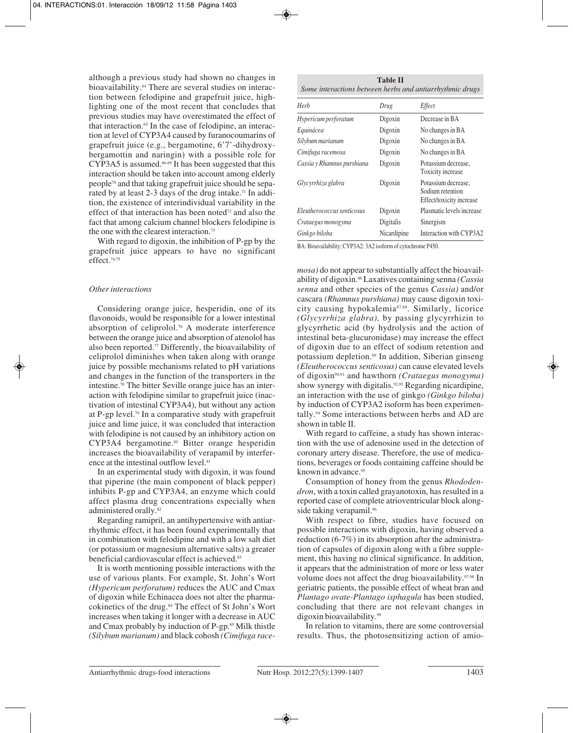although a previous study had shown no changes in bioavailability.[64] There are several studies on interaction between felodipine and grapefruit juice, highlighting one of the most recent that concludes that previous studies may have overestimated the effect of that interaction.[65] In the case of felodipine, an interaction at level of CYP3A4 caused by furanocoumarins of grapefruit juice (e.g., bergamotine, 6'7'-dihydroxybergamottin and naringin) with a possible role for CYP3A5 is assumed.[66-69] It has been suggested that this interaction should be taken into account among elderly people[70] and that taking grapefruit juice should be separated by at least 2-3 days of the drug intake.[71] In addition, the existence of interindividual variability in the effect of that interaction has been noted[72] and also the fact that among calcium channel blockers felodipine is the one with the clearest interaction.[73]

With regard to digoxin, the inhibition of P-gp by the grapefruit juice appears to have no significant effect.[74,75]

### *Other interactions*

Considering orange juice, hesperidin, one of its flavonoids, would be responsible for a lower intestinal absorption of celiprolol.[76] A moderate interference between the orange juice and absorption of atenolol has also been reported.[77] Differently, the bioavailability of celiprolol diminishes when taken along with orange juice by possible mechanisms related to pH variations and changes in the function of the transporters in the intestine.[78] The bitter Seville orange juice has an interaction with felodipine similar to grapefruit juice (inactivation of intestinal CYP3A4), but without any action at P-gp level.[79] In a comparative study with grapefruit juice and lime juice, it was concluded that interaction with felodipine is not caused by an inhibitory action on CYP3A4 bergamotine.[80] Bitter orange hesperidin increases the bioavailability of verapamil by interference at the intestinal outflow level.[81]

In an experimental study with digoxin, it was found that piperine (the main component of black pepper) inhibits P-gp and CYP3A4, an enzyme which could affect plasma drug concentrations especially when administered orally.[82]

Regarding ramipril, an antihypertensive with antiarrhythmic effect, it has been found experimentally that in combination with felodipine and with a low salt diet (or potassium or magnesium alternative salts) a greater beneficial cardiovascular effect is achieved.[83]

It is worth mentioning possible interactions with the use of various plants. For example, St. John's Wort *(Hypericum perforatum)* reduces the AUC and Cmax of digoxin while Echinacea does not alter the pharmacokinetics of the drug.[84] The effect of St John's Wort increases when taking it longer with a decrease in AUC and Cmax probably by induction of P-gp.[85] Milk thistle *(Silybum marianum)* and black cohosh *(Cimifuga racemosa)* do not appear to substantially affect the bioavailability of digoxin.[86] Laxatives containing senna *(Cassia senna* and other species of the genus *Cassia)* and/or cascara *(Rhamnus purshiana)* may cause digoxin toxicity causing hypokalemia[87,88]. Similarly, licorice *(Glycyrrhiza glabra),* by passing glycyrrhizin to glycyrrhetic acid (by hydrolysis and the action of intestinal beta-glucuronidase) may increase the effect of digoxin due to an effect of sodium retention and potassium depletion.[89] In addition, Siberian ginseng *(Eleutherococcus senticosus)* can cause elevated levels of digoxin[90,91] and hawthorn *(Crataegus monogyma)* show synergy with digitalis.[92,93] Regarding nicardipine, an interaction with the use of ginkgo *(Ginkgo biloba)* by induction of CYP3A2 isoform has been experimentally.[94] Some interactions between herbs and AD are shown in table II.

**Table II**
*Some interactions between herbs and antiarrhythmic drugs*

| *Herb* | *Drug* | *Effect* |
|---|---|---|
| *Hypericum perforatum* | Digoxin | Decrease in BA |
| *Equinácea* | Digoxin | No changes in BA |
| *Silybum marianum* | Digoxin | No changes in BA |
| *Cimifuga racemosa* | Digoxin | No changes in BA |
| *Cassia y Rhamnus purshiana* | Digoxin | Potassium decrease, Toxicity increase |
| *Glycyrrhiza glabra* | Digoxin | Potassium decrease, Sodium retention Effect/toxicity increase |
| *Eleutherococcus senticosus* | Digoxin | Plasmatic levels increase |
| *Crataegus monogyma* | Digitalis | Sinergism |
| *Ginkgo biloba* | Nicardipine | Interaction with CYP3A2 |

BA: Bioavailability; CYP3A2: 3A2 isoform of cytochrome P450.

With regard to caffeine, a study has shown interaction with the use of adenosine used in the detection of coronary artery disease. Therefore, the use of medications, beverages or foods containing caffeine should be known in advance.[95]

Consumption of honey from the genus *Rhododendron*, with a toxin called grayanotoxin, has resulted in a reported case of complete atrioventricular block alongside taking verapamil.[96]

With respect to fibre, studies have focused on possible interactions with digoxin, having observed a reduction (6-7%) in its absorption after the administration of capsules of digoxin along with a fibre supplement, this having no clinical significance. In addition, it appears that the administration of more or less water volume does not affect the drug bioavailability.[97,98] In geriatric patients, the possible effect of wheat bran and *Plantago ovate-Plantago isphagula* has been studied, concluding that there are not relevant changes in digoxin bioavailability.[99]

In relation to vitamins, there are some controversial results. Thus, the photosensitizing action of amio-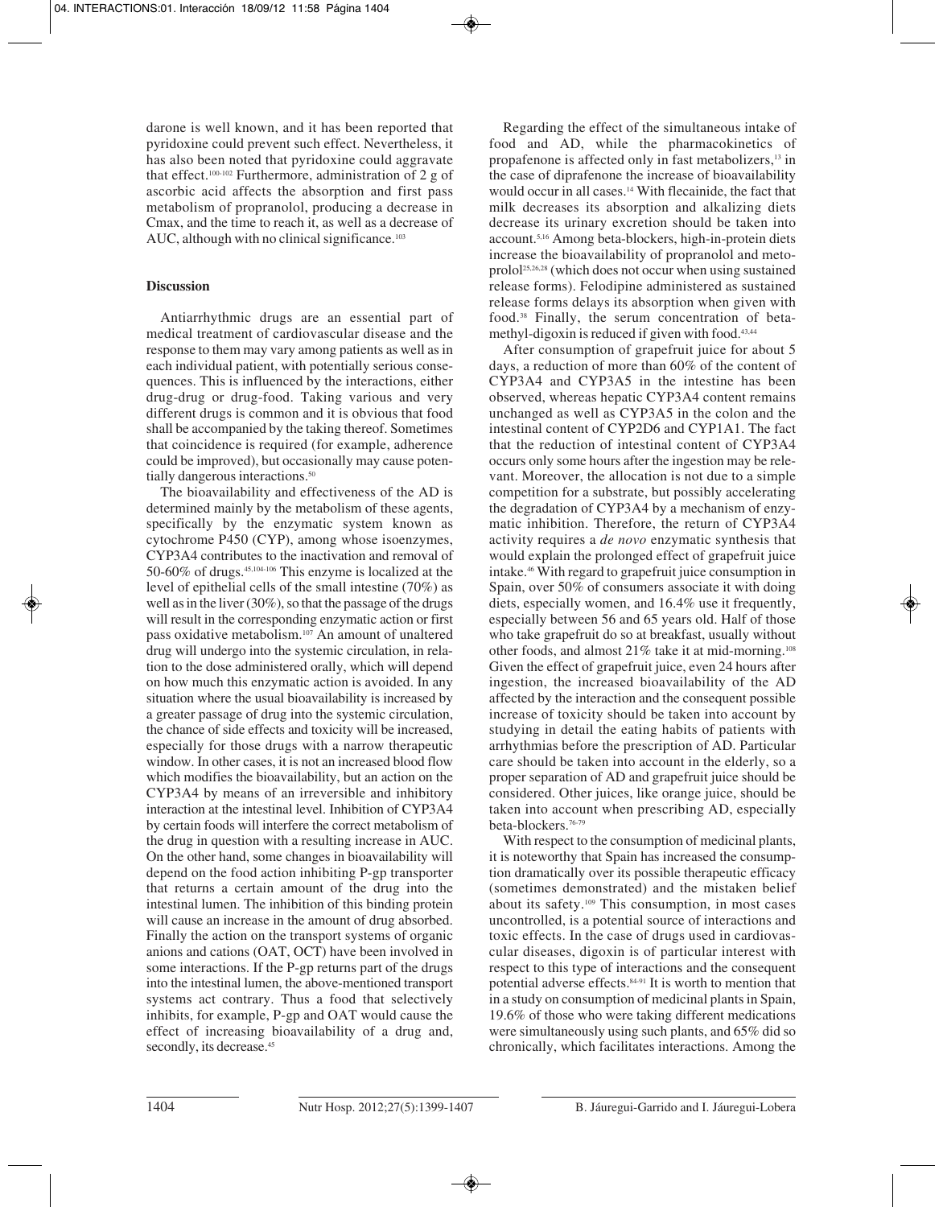darone is well known, and it has been reported that pyridoxine could prevent such effect. Nevertheless, it has also been noted that pyridoxine could aggravate that effect.[100-102] Furthermore, administration of 2 g of ascorbic acid affects the absorption and first pass metabolism of propranolol, producing a decrease in Cmax, and the time to reach it, as well as a decrease of AUC, although with no clinical significance.[103]

## Discussion

Antiarrhythmic drugs are an essential part of medical treatment of cardiovascular disease and the response to them may vary among patients as well as in each individual patient, with potentially serious consequences. This is influenced by the interactions, either drug-drug or drug-food. Taking various and very different drugs is common and it is obvious that food shall be accompanied by the taking thereof. Sometimes that coincidence is required (for example, adherence could be improved), but occasionally may cause potentially dangerous interactions.[50]

The bioavailability and effectiveness of the AD is determined mainly by the metabolism of these agents, specifically by the enzymatic system known as cytochrome P450 (CYP), among whose isoenzymes, CYP3A4 contributes to the inactivation and removal of 50-60% of drugs.[45,104-106] This enzyme is localized at the level of epithelial cells of the small intestine (70%) as well as in the liver (30%), so that the passage of the drugs will result in the corresponding enzymatic action or first pass oxidative metabolism.[107] An amount of unaltered drug will undergo into the systemic circulation, in relation to the dose administered orally, which will depend on how much this enzymatic action is avoided. In any situation where the usual bioavailability is increased by a greater passage of drug into the systemic circulation, the chance of side effects and toxicity will be increased, especially for those drugs with a narrow therapeutic window. In other cases, it is not an increased blood flow which modifies the bioavailability, but an action on the CYP3A4 by means of an irreversible and inhibitory interaction at the intestinal level. Inhibition of CYP3A4 by certain foods will interfere the correct metabolism of the drug in question with a resulting increase in AUC. On the other hand, some changes in bioavailability will depend on the food action inhibiting P-gp transporter that returns a certain amount of the drug into the intestinal lumen. The inhibition of this binding protein will cause an increase in the amount of drug absorbed. Finally the action on the transport systems of organic anions and cations (OAT, OCT) have been involved in some interactions. If the P-gp returns part of the drugs into the intestinal lumen, the above-mentioned transport systems act contrary. Thus a food that selectively inhibits, for example, P-gp and OAT would cause the effect of increasing bioavailability of a drug and, secondly, its decrease.[45]

Regarding the effect of the simultaneous intake of food and AD, while the pharmacokinetics of propafenone is affected only in fast metabolizers,[13] in the case of diprafenone the increase of bioavailability would occur in all cases.[14] With flecainide, the fact that milk decreases its absorption and alkalizing diets decrease its urinary excretion should be taken into account.[5,16] Among beta-blockers, high-in-protein diets increase the bioavailability of propranolol and metoprolol[25,26,28] (which does not occur when using sustained release forms). Felodipine administered as sustained release forms delays its absorption when given with food.[38] Finally, the serum concentration of beta-methyl-digoxin is reduced if given with food.[43,44]

After consumption of grapefruit juice for about 5 days, a reduction of more than 60% of the content of CYP3A4 and CYP3A5 in the intestine has been observed, whereas hepatic CYP3A4 content remains unchanged as well as CYP3A5 in the colon and the intestinal content of CYP2D6 and CYP1A1. The fact that the reduction of intestinal content of CYP3A4 occurs only some hours after the ingestion may be relevant. Moreover, the allocation is not due to a simple competition for a substrate, but possibly accelerating the degradation of CYP3A4 by a mechanism of enzymatic inhibition. Therefore, the return of CYP3A4 activity requires a *de novo* enzymatic synthesis that would explain the prolonged effect of grapefruit juice intake.[46] With regard to grapefruit juice consumption in Spain, over 50% of consumers associate it with doing diets, especially women, and 16.4% use it frequently, especially between 56 and 65 years old. Half of those who take grapefruit do so at breakfast, usually without other foods, and almost 21% take it at mid-morning.[108] Given the effect of grapefruit juice, even 24 hours after ingestion, the increased bioavailability of the AD affected by the interaction and the consequent possible increase of toxicity should be taken into account by studying in detail the eating habits of patients with arrhythmias before the prescription of AD. Particular care should be taken into account in the elderly, so a proper separation of AD and grapefruit juice should be considered. Other juices, like orange juice, should be taken into account when prescribing AD, especially beta-blockers.[76-79]

With respect to the consumption of medicinal plants, it is noteworthy that Spain has increased the consumption dramatically over its possible therapeutic efficacy (sometimes demonstrated) and the mistaken belief about its safety.[109] This consumption, in most cases uncontrolled, is a potential source of interactions and toxic effects. In the case of drugs used in cardiovascular diseases, digoxin is of particular interest with respect to this type of interactions and the consequent potential adverse effects.[84-91] It is worth to mention that in a study on consumption of medicinal plants in Spain, 19.6% of those who were taking different medications were simultaneously using such plants, and 65% did so chronically, which facilitates interactions. Among the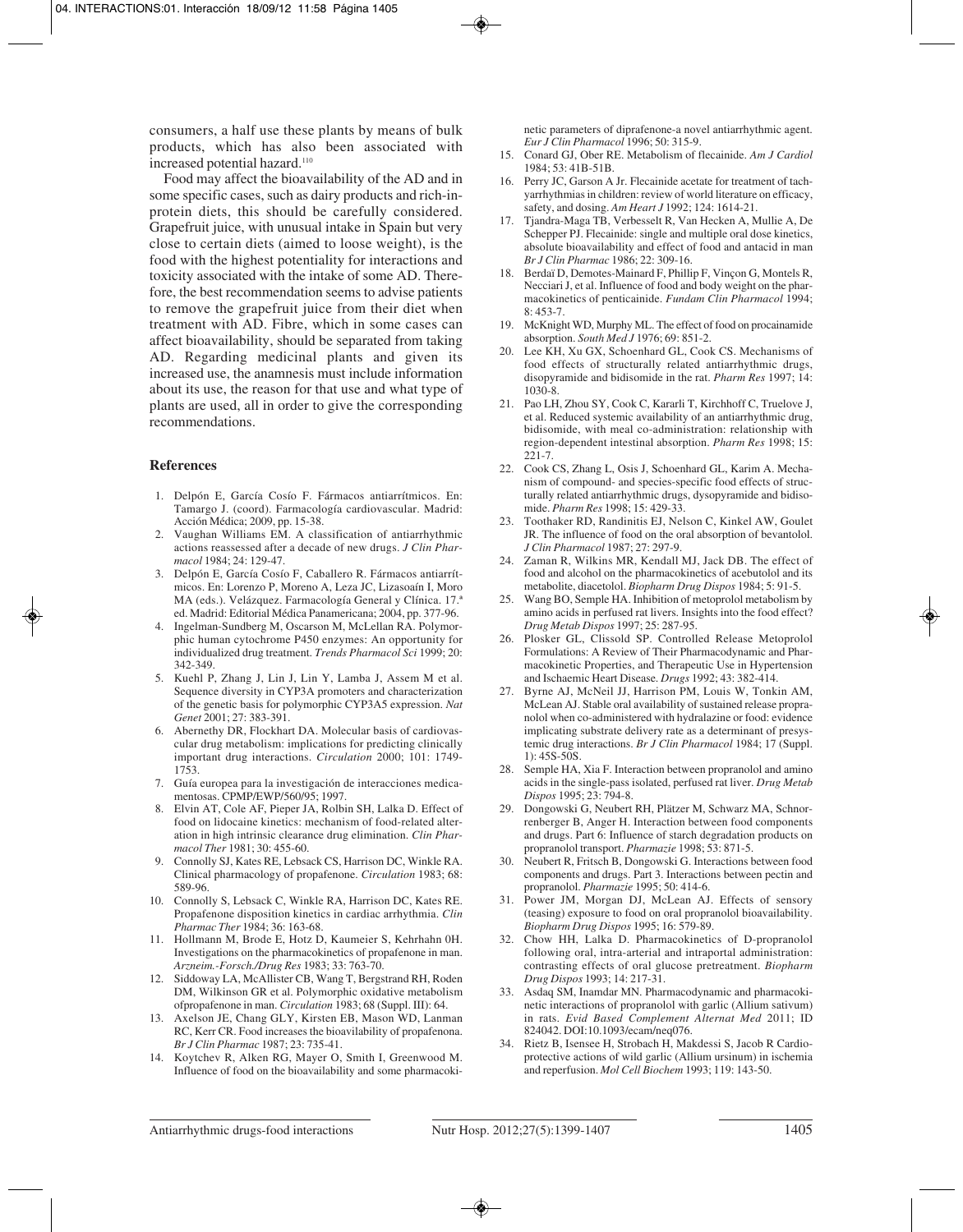consumers, a half use these plants by means of bulk products, which has also been associated with increased potential hazard.[110]

Food may affect the bioavailability of the AD and in some specific cases, such as dairy products and rich-in-protein diets, this should be carefully considered. Grapefruit juice, with unusual intake in Spain but very close to certain diets (aimed to loose weight), is the food with the highest potentiality for interactions and toxicity associated with the intake of some AD. Therefore, the best recommendation seems to advise patients to remove the grapefruit juice from their diet when treatment with AD. Fibre, which in some cases can affect bioavailability, should be separated from taking AD. Regarding medicinal plants and given its increased use, the anamnesis must include information about its use, the reason for that use and what type of plants are used, all in order to give the corresponding recommendations.

## References

1. Delpón E, García Cosío F. Fármacos antiarrítmicos. En: Tamargo J. (coord). Farmacología cardiovascular. Madrid: Acción Médica; 2009, pp. 15-38.
2. Vaughan Williams EM. A classification of antiarrhythmic actions reassessed after a decade of new drugs. *J Clin Pharmacol* 1984; 24: 129-47.
3. Delpón E, García Cosío F, Caballero R. Fármacos antiarrítmicos. En: Lorenzo P, Moreno A, Leza JC, Lizasoaín I, Moro MA (eds.). Velázquez. Farmacología General y Clínica. 17.ª ed. Madrid: Editorial Médica Panamericana; 2004, pp. 377-96.
4. Ingelman-Sundberg M, Oscarson M, McLellan RA. Polymorphic human cytochrome P450 enzymes: An opportunity for individualized drug treatment. *Trends Pharmacol Sci* 1999; 20: 342-349.
5. Kuehl P, Zhang J, Lin J, Lin Y, Lamba J, Assem M et al. Sequence diversity in CYP3A promoters and characterization of the genetic basis for polymorphic CYP3A5 expression. *Nat Genet* 2001; 27: 383-391.
6. Abernethy DR, Flockhart DA. Molecular basis of cardiovascular drug metabolism: implications for predicting clinically important drug interactions. *Circulation* 2000; 101: 1749-1753.
7. Guía europea para la investigación de interacciones medicamentosas. CPMP/EWP/560/95; 1997.
8. Elvin AT, Cole AF, Pieper JA, Rolbin SH, Lalka D. Effect of food on lidocaine kinetics: mechanism of food-related alteration in high intrinsic clearance drug elimination. *Clin Pharmacol Ther* 1981; 30: 455-60.
9. Connolly SJ, Kates RE, Lebsack CS, Harrison DC, Winkle RA. Clinical pharmacology of propafenone. *Circulation* 1983; 68: 589-96.
10. Connolly S, Lebsack C, Winkle RA, Harrison DC, Kates RE. Propafenone disposition kinetics in cardiac arrhythmia. *Clin Pharmac Ther* 1984; 36: 163-68.
11. Hollmann M, Brode E, Hotz D, Kaumeier S, Kehrhahn 0H. Investigations on the pharmacokinetics of propafenone in man. *Arzneim.-Forsch./Drug Res* 1983; 33: 763-70.
12. Siddoway LA, McAllister CB, Wang T, Bergstrand RH, Roden DM, Wilkinson GR et al. Polymorphic oxidative metabolism ofpropafenone in man. *Circulation* 1983; 68 (Suppl. III): 64.
13. Axelson JE, Chang GLY, Kirsten EB, Mason WD, Lanman RC, Kerr CR. Food increases the bioavilability of propafenona. *Br J Clin Pharmac* 1987; 23: 735-41.
14. Koytchev R, Alken RG, Mayer O, Smith I, Greenwood M. Influence of food on the bioavailability and some pharmacokinetic parameters of diprafenone-a novel antiarrhythmic agent. *Eur J Clin Pharmacol* 1996; 50: 315-9.
15. Conard GJ, Ober RE. Metabolism of flecainide. *Am J Cardiol* 1984; 53: 41B-51B.
16. Perry JC, Garson A Jr. Flecainide acetate for treatment of tachyarrhythmias in children: review of world literature on efficacy, safety, and dosing. *Am Heart J* 1992; 124: 1614-21.
17. Tjandra-Maga TB, Verbesselt R, Van Hecken A, Mullie A, De Schepper PJ. Flecainide: single and multiple oral dose kinetics, absolute bioavailability and effect of food and antacid in man *Br J Clin Pharmac* 1986; 22: 309-16.
18. Berdaï D, Demotes-Mainard F, Phillip F, Vinçon G, Montels R, Necciari J, et al. Influence of food and body weight on the pharmacokinetics of penticainide. *Fundam Clin Pharmacol* 1994; 8: 453-7.
19. McKnight WD, Murphy ML. The effect of food on procainamide absorption. *South Med J* 1976; 69: 851-2.
20. Lee KH, Xu GX, Schoenhard GL, Cook CS. Mechanisms of food effects of structurally related antiarrhythmic drugs, disopyramide and bidisomide in the rat. *Pharm Res* 1997; 14: 1030-8.
21. Pao LH, Zhou SY, Cook C, Kararli T, Kirchhoff C, Truelove J, et al. Reduced systemic availability of an antiarrhythmic drug, bidisomide, with meal co-administration: relationship with region-dependent intestinal absorption. *Pharm Res* 1998; 15: 221-7.
22. Cook CS, Zhang L, Osis J, Schoenhard GL, Karim A. Mechanism of compound- and species-specific food effects of structurally related antiarrhythmic drugs, dysopyramide and bidisomide. *Pharm Res* 1998; 15: 429-33.
23. Toothaker RD, Randinitis EJ, Nelson C, Kinkel AW, Goulet JR. The influence of food on the oral absorption of bevantolol. *J Clin Pharmacol* 1987; 27: 297-9.
24. Zaman R, Wilkins MR, Kendall MJ, Jack DB. The effect of food and alcohol on the pharmacokinetics of acebutolol and its metabolite, diacetolol. *Biopharm Drug Dispos* 1984; 5: 91-5.
25. Wang BO, Semple HA. Inhibition of metoprolol metabolism by amino acids in perfused rat livers. Insights into the food effect? *Drug Metab Dispos* 1997; 25: 287-95.
26. Plosker GL, Clissold SP. Controlled Release Metoprolol Formulations: A Review of Their Pharmacodynamic and Pharmacokinetic Properties, and Therapeutic Use in Hypertension and Ischaemic Heart Disease. *Drugs* 1992; 43: 382-414.
27. Byrne AJ, McNeil JJ, Harrison PM, Louis W, Tonkin AM, McLean AJ. Stable oral availability of sustained release propranolol when co-administered with hydralazine or food: evidence implicating substrate delivery rate as a determinant of presystemic drug interactions. *Br J Clin Pharmacol* 1984; 17 (Suppl. 1): 45S-50S.
28. Semple HA, Xia F. Interaction between propranolol and amino acids in the single-pass isolated, perfused rat liver. *Drug Metab Dispos* 1995; 23: 794-8.
29. Dongowski G, Neubert RH, Plätzer M, Schwarz MA, Schnorrenberger B, Anger H. Interaction between food components and drugs. Part 6: Influence of starch degradation products on propranolol transport. *Pharmazie* 1998; 53: 871-5.
30. Neubert R, Fritsch B, Dongowski G. Interactions between food components and drugs. Part 3. Interactions between pectin and propranolol. *Pharmazie* 1995; 50: 414-6.
31. Power JM, Morgan DJ, McLean AJ. Effects of sensory (teasing) exposure to food on oral propranolol bioavailability. *Biopharm Drug Dispos* 1995; 16: 579-89.
32. Chow HH, Lalka D. Pharmacokinetics of D-propranolol following oral, intra-arterial and intraportal administration: contrasting effects of oral glucose pretreatment. *Biopharm Drug Dispos* 1993; 14: 217-31.
33. Asdaq SM, Inamdar MN. Pharmacodynamic and pharmacokinetic interactions of propranolol with garlic (Allium sativum) in rats. *Evid Based Complement Alternat Med* 2011; ID 824042. DOI:10.1093/ecam/neq076.
34. Rietz B, Isensee H, Strobach H, Makdessi S, Jacob R Cardioprotective actions of wild garlic (Allium ursinum) in ischemia and reperfusion. *Mol Cell Biochem* 1993; 119: 143-50.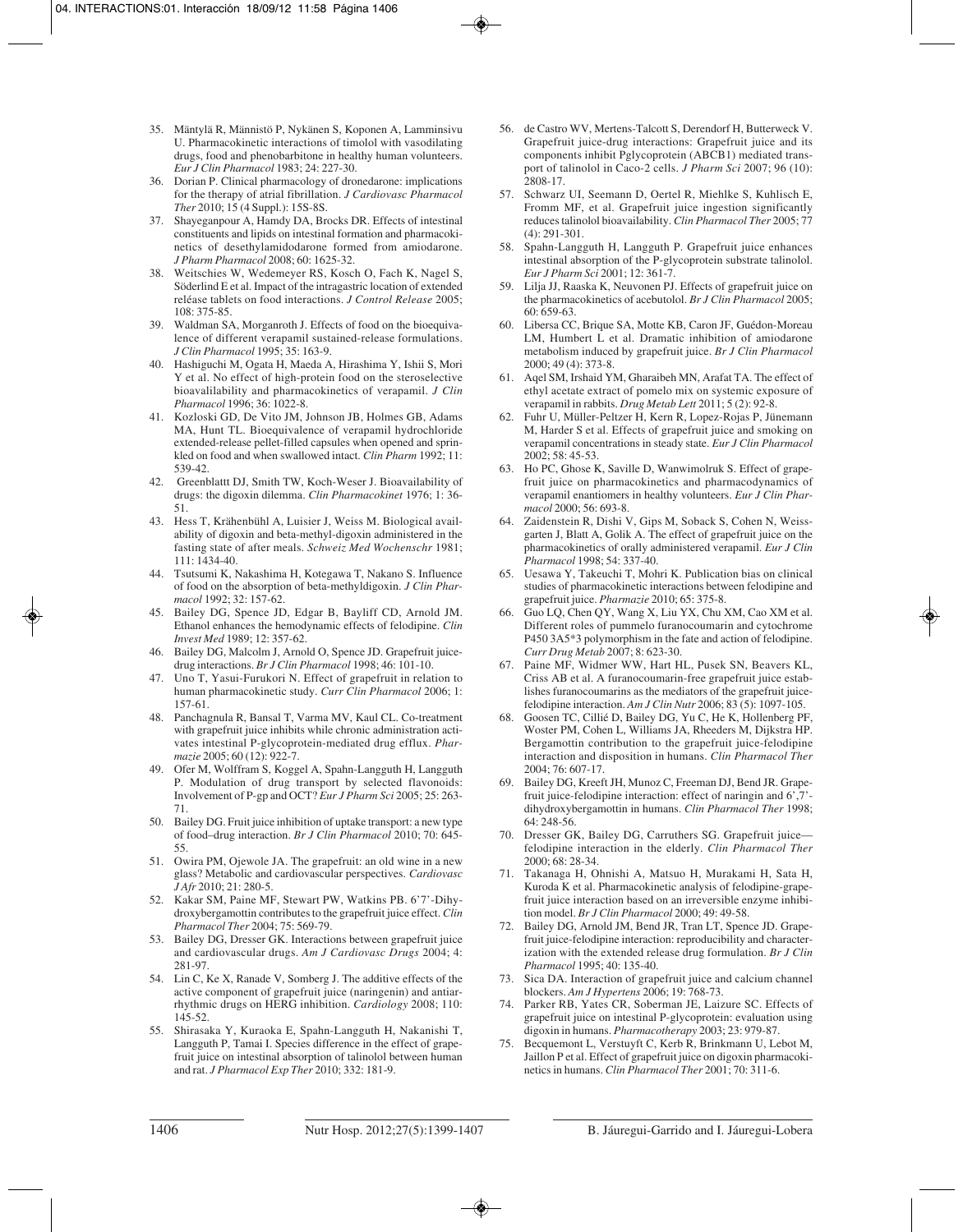35. Mäntylä R, Männistö P, Nykänen S, Koponen A, Lamminsivu U. Pharmacokinetic interactions of timolol with vasodilating drugs, food and phenobarbitone in healthy human volunteers. *Eur J Clin Pharmacol* 1983; 24: 227-30.
36. Dorian P. Clinical pharmacology of dronedarone: implications for the therapy of atrial fibrillation. *J Cardiovasc Pharmacol Ther* 2010; 15 (4 Suppl.): 15S-8S.
37. Shayeganpour A, Hamdy DA, Brocks DR. Effects of intestinal constituents and lipids on intestinal formation and pharmacokinetics of desethylamidodarone formed from amiodarone. *J Pharm Pharmacol* 2008; 60: 1625-32.
38. Weitschies W, Wedemeyer RS, Kosch O, Fach K, Nagel S, Söderlind E et al. Impact of the intragastric location of extended reléase tablets on food interactions. *J Control Release* 2005; 108: 375-85.
39. Waldman SA, Morganroth J. Effects of food on the bioequivalence of different verapamil sustained-release formulations. *J Clin Pharmacol* 1995; 35: 163-9.
40. Hashiguchi M, Ogata H, Maeda A, Hirashima Y, Ishii S, Mori Y et al. No effect of high-protein food on the steroselective bioavalilability and pharmacokinetics of verapamil. *J Clin Pharmacol* 1996; 36: 1022-8.
41. Kozloski GD, De Vito JM, Johnson JB, Holmes GB, Adams MA, Hunt TL. Bioequivalence of verapamil hydrochloride extended-release pellet-filled capsules when opened and sprinkled on food and when swallowed intact. *Clin Pharm* 1992; 11: 539-42.
42. Greenblattt DJ, Smith TW, Koch-Weser J. Bioavailability of drugs: the digoxin dilemma. *Clin Pharmacokinet* 1976; 1: 36-51.
43. Hess T, Krähenbühl A, Luisier J, Weiss M. Biological availability of digoxin and beta-methyl-digoxin administered in the fasting state of after meals. *Schweiz Med Wochenschr* 1981; 111: 1434-40.
44. Tsutsumi K, Nakashima H, Kotegawa T, Nakano S. Influence of food on the absorption of beta-methyldigoxin. *J Clin Pharmacol* 1992; 32: 157-62.
45. Bailey DG, Spence JD, Edgar B, Bayliff CD, Arnold JM. Ethanol enhances the hemodynamic effects of felodipine. *Clin Invest Med* 1989; 12: 357-62.
46. Bailey DG, Malcolm J, Arnold O, Spence JD. Grapefruit juice-drug interactions. *Br J Clin Pharmacol* 1998; 46: 101-10.
47. Uno T, Yasui-Furukori N. Effect of grapefruit in relation to human pharmacokinetic study. *Curr Clin Pharmacol* 2006; 1: 157-61.
48. Panchagnula R, Bansal T, Varma MV, Kaul CL. Co-treatment with grapefruit juice inhibits while chronic administration activates intestinal P-glycoprotein-mediated drug efflux. *Pharmazie* 2005; 60 (12): 922-7.
49. Ofer M, Wolffram S, Koggel A, Spahn-Langguth H, Langguth P. Modulation of drug transport by selected flavonoids: Involvement of P-gp and OCT? *Eur J Pharm Sci* 2005; 25: 263-71.
50. Bailey DG. Fruit juice inhibition of uptake transport: a new type of food–drug interaction. *Br J Clin Pharmacol* 2010; 70: 645-55.
51. Owira PM, Ojewole JA. The grapefruit: an old wine in a new glass? Metabolic and cardiovascular perspectives. *Cardiovasc J Afr* 2010; 21: 280-5.
52. Kakar SM, Paine MF, Stewart PW, Watkins PB. 6'7'-Dihydroxybergamottin contributes to the grapefruit juice effect. *Clin Pharmacol Ther* 2004; 75: 569-79.
53. Bailey DG, Dresser GK. Interactions between grapefruit juice and cardiovascular drugs. *Am J Cardiovasc Drugs* 2004; 4: 281-97.
54. Lin C, Ke X, Ranade V, Somberg J. The additive effects of the active component of grapefruit juice (naringenin) and antiarrhythmic drugs on HERG inhibition. *Cardiology* 2008; 110: 145-52.
55. Shirasaka Y, Kuraoka E, Spahn-Langguth H, Nakanishi T, Langguth P, Tamai I. Species difference in the effect of grapefruit juice on intestinal absorption of talinolol between human and rat. *J Pharmacol Exp Ther* 2010; 332: 181-9.
56. de Castro WV, Mertens-Talcott S, Derendorf H, Butterweck V. Grapefruit juice-drug interactions: Grapefruit juice and its components inhibit Pglycoprotein (ABCB1) mediated transport of talinolol in Caco-2 cells. *J Pharm Sci* 2007; 96 (10): 2808-17.
57. Schwarz UI, Seemann D, Oertel R, Miehlke S, Kuhlisch E, Fromm MF, et al. Grapefruit juice ingestion significantly reduces talinolol bioavailability. *Clin Pharmacol Ther* 2005; 77 (4): 291-301.
58. Spahn-Langguth H, Langguth P. Grapefruit juice enhances intestinal absorption of the P-glycoprotein substrate talinolol. *Eur J Pharm Sci* 2001; 12: 361-7.
59. Lilja JJ, Raaska K, Neuvonen PJ. Effects of grapefruit juice on the pharmacokinetics of acebutolol. *Br J Clin Pharmacol* 2005; 60: 659-63.
60. Libersa CC, Brique SA, Motte KB, Caron JF, Guédon-Moreau LM, Humbert L et al. Dramatic inhibition of amiodarone metabolism induced by grapefruit juice. *Br J Clin Pharmacol* 2000; 49 (4): 373-8.
61. Aqel SM, Irshaid YM, Gharaibeh MN, Arafat TA. The effect of ethyl acetate extract of pomelo mix on systemic exposure of verapamil in rabbits. *Drug Metab Lett* 2011; 5 (2): 92-8.
62. Fuhr U, Müller-Peltzer H, Kern R, Lopez-Rojas P, Jünemann M, Harder S et al. Effects of grapefruit juice and smoking on verapamil concentrations in steady state. *Eur J Clin Pharmacol* 2002; 58: 45-53.
63. Ho PC, Ghose K, Saville D, Wanwimolruk S. Effect of grapefruit juice on pharmacokinetics and pharmacodynamics of verapamil enantiomers in healthy volunteers. *Eur J Clin Pharmacol* 2000; 56: 693-8.
64. Zaidenstein R, Dishi V, Gips M, Soback S, Cohen N, Weissgarten J, Blatt A, Golik A. The effect of grapefruit juice on the pharmacokinetics of orally administered verapamil. *Eur J Clin Pharmacol* 1998; 54: 337-40.
65. Uesawa Y, Takeuchi T, Mohri K. Publication bias on clinical studies of pharmacokinetic interactions between felodipine and grapefruit juice. *Pharmazie* 2010; 65: 375-8.
66. Guo LQ, Chen QY, Wang X, Liu YX, Chu XM, Cao XM et al. Different roles of pummelo furanocoumarin and cytochrome P450 3A5*3 polymorphism in the fate and action of felodipine. *Curr Drug Metab* 2007; 8: 623-30.
67. Paine MF, Widmer WW, Hart HL, Pusek SN, Beavers KL, Criss AB et al. A furanocoumarin-free grapefruit juice establishes furanocoumarins as the mediators of the grapefruit juice-felodipine interaction. *Am J Clin Nutr* 2006; 83 (5): 1097-105.
68. Goosen TC, Cillié D, Bailey DG, Yu C, He K, Hollenberg PF, Woster PM, Cohen L, Williams JA, Rheeders M, Dijkstra HP. Bergamottin contribution to the grapefruit juice-felodipine interaction and disposition in humans. *Clin Pharmacol Ther* 2004; 76: 607-17.
69. Bailey DG, Kreeft JH, Munoz C, Freeman DJ, Bend JR. Grapefruit juice-felodipine interaction: effect of naringin and 6',7'-dihydroxybergamottin in humans. *Clin Pharmacol Ther* 1998; 64: 248-56.
70. Dresser GK, Bailey DG, Carruthers SG. Grapefruit juice—felodipine interaction in the elderly. *Clin Pharmacol Ther* 2000; 68: 28-34.
71. Takanaga H, Ohnishi A, Matsuo H, Murakami H, Sata H, Kuroda K et al. Pharmacokinetic analysis of felodipine-grapefruit juice interaction based on an irreversible enzyme inhibition model. *Br J Clin Pharmacol* 2000; 49: 49-58.
72. Bailey DG, Arnold JM, Bend JR, Tran LT, Spence JD. Grapefruit juice-felodipine interaction: reproducibility and characterization with the extended release drug formulation. *Br J Clin Pharmacol* 1995; 40: 135-40.
73. Sica DA. Interaction of grapefruit juice and calcium channel blockers. *Am J Hypertens* 2006; 19: 768-73.
74. Parker RB, Yates CR, Soberman JE, Laizure SC. Effects of grapefruit juice on intestinal P-glycoprotein: evaluation using digoxin in humans. *Pharmacotherapy* 2003; 23: 979-87.
75. Becquemont L, Verstuyft C, Kerb R, Brinkmann U, Lebot M, Jaillon P et al. Effect of grapefruit juice on digoxin pharmacokinetics in humans. *Clin Pharmacol Ther* 2001; 70: 311-6.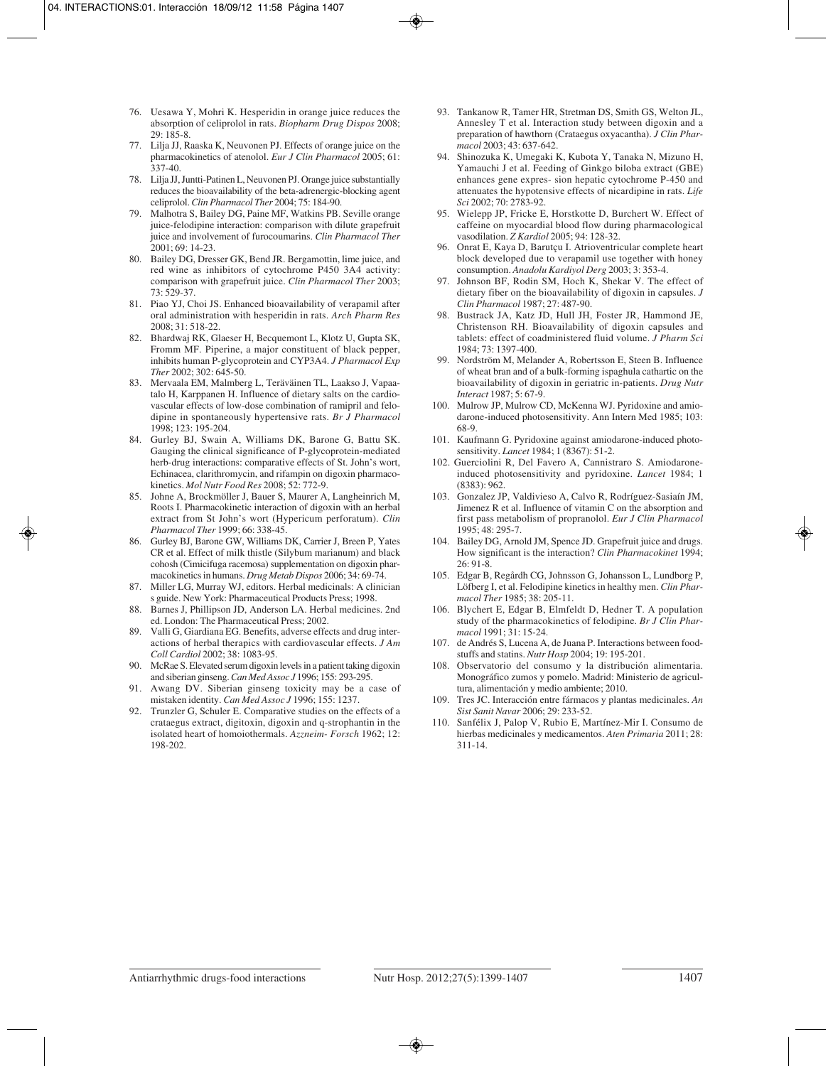76. Uesawa Y, Mohri K. Hesperidin in orange juice reduces the absorption of celiprolol in rats. *Biopharm Drug Dispos* 2008; 29: 185-8.
77. Lilja JJ, Raaska K, Neuvonen PJ. Effects of orange juice on the pharmacokinetics of atenolol. *Eur J Clin Pharmacol* 2005; 61: 337-40.
78. Lilja JJ, Juntti-Patinen L, Neuvonen PJ. Orange juice substantially reduces the bioavailability of the beta-adrenergic-blocking agent celiprolol. *Clin Pharmacol Ther* 2004; 75: 184-90.
79. Malhotra S, Bailey DG, Paine MF, Watkins PB. Seville orange juice-felodipine interaction: comparison with dilute grapefruit juice and involvement of furocoumarins. *Clin Pharmacol Ther* 2001; 69: 14-23.
80. Bailey DG, Dresser GK, Bend JR. Bergamottin, lime juice, and red wine as inhibitors of cytochrome P450 3A4 activity: comparison with grapefruit juice. *Clin Pharmacol Ther* 2003; 73: 529-37.
81. Piao YJ, Choi JS. Enhanced bioavailability of verapamil after oral administration with hesperidin in rats. *Arch Pharm Res* 2008; 31: 518-22.
82. Bhardwaj RK, Glaeser H, Becquemont L, Klotz U, Gupta SK, Fromm MF. Piperine, a major constituent of black pepper, inhibits human P-glycoprotein and CYP3A4. *J Pharmacol Exp Ther* 2002; 302: 645-50.
83. Mervaala EM, Malmberg L, Teräväinen TL, Laakso J, Vapaatalo H, Karppanen H. Influence of dietary salts on the cardiovascular effects of low-dose combination of ramipril and felodipine in spontaneously hypertensive rats. *Br J Pharmacol* 1998; 123: 195-204.
84. Gurley BJ, Swain A, Williams DK, Barone G, Battu SK. Gauging the clinical significance of P-glycoprotein-mediated herb-drug interactions: comparative effects of St. John's wort, Echinacea, clarithromycin, and rifampin on digoxin pharmacokinetics. *Mol Nutr Food Res* 2008; 52: 772-9.
85. Johne A, Brockmöller J, Bauer S, Maurer A, Langheinrich M, Roots I. Pharmacokinetic interaction of digoxin with an herbal extract from St John's wort (Hypericum perforatum). *Clin Pharmacol Ther* 1999; 66: 338-45.
86. Gurley BJ, Barone GW, Williams DK, Carrier J, Breen P, Yates CR et al. Effect of milk thistle (Silybum marianum) and black cohosh (Cimicifuga racemosa) supplementation on digoxin pharmacokinetics in humans. *Drug Metab Dispos* 2006; 34: 69-74.
87. Miller LG, Murray WJ, editors. Herbal medicinals: A clinician s guide. New York: Pharmaceutical Products Press; 1998.
88. Barnes J, Phillipson JD, Anderson LA. Herbal medicines. 2nd ed. London: The Pharmaceutical Press; 2002.
89. Valli G, Giardiana EG. Benefits, adverse effects and drug interactions of herbal therapics with cardiovascular effects. *J Am Coll Cardiol* 2002; 38: 1083-95.
90. McRae S. Elevated serum digoxin levels in a patient taking digoxin and siberian ginseng. *Can Med Assoc J* 1996; 155: 293-295.
91. Awang DV. Siberian ginseng toxicity may be a case of mistaken identity. *Can Med Assoc J* 1996; 155: 1237.
92. Trunzler G, Schuler E. Comparative studies on the effects of a crataegus extract, digitoxin, digoxin and q-strophantin in the isolated heart of homoiothermals. *Azzneim- Forsch* 1962; 12: 198-202.
93. Tankanow R, Tamer HR, Stretman DS, Smith GS, Welton JL, Annesley T et al. Interaction study between digoxin and a preparation of hawthorn (Crataegus oxyacantha). *J Clin Pharmacol* 2003; 43: 637-642.
94. Shinozuka K, Umegaki K, Kubota Y, Tanaka N, Mizuno H, Yamauchi J et al. Feeding of Ginkgo biloba extract (GBE) enhances gene expres- sion hepatic cytochrome P-450 and attenuates the hypotensive effects of nicardipine in rats. *Life Sci* 2002; 70: 2783-92.
95. Wielepp JP, Fricke E, Horstkotte D, Burchert W. Effect of caffeine on myocardial blood flow during pharmacological vasodilation. *Z Kardiol* 2005; 94: 128-32.
96. Onrat E, Kaya D, Barutçu I. Atrioventricular complete heart block developed due to verapamil use together with honey consumption. *Anadolu Kardiyol Derg* 2003; 3: 353-4.
97. Johnson BF, Rodin SM, Hoch K, Shekar V. The effect of dietary fiber on the bioavailability of digoxin in capsules. *J Clin Pharmacol* 1987; 27: 487-90.
98. Bustrack JA, Katz JD, Hull JH, Foster JR, Hammond JE, Christenson RH. Bioavailability of digoxin capsules and tablets: effect of coadministered fluid volume. *J Pharm Sci* 1984; 73: 1397-400.
99. Nordström M, Melander A, Robertsson E, Steen B. Influence of wheat bran and of a bulk-forming ispaghula cathartic on the bioavailability of digoxin in geriatric in-patients. *Drug Nutr Interact* 1987; 5: 67-9.
100. Mulrow JP, Mulrow CD, McKenna WJ. Pyridoxine and amiodarone-induced photosensitivity. Ann Intern Med 1985; 103: 68-9.
101. Kaufmann G. Pyridoxine against amiodarone-induced photosensitivity. *Lancet* 1984; 1 (8367): 51-2.
102. Guerciolini R, Del Favero A, Cannistraro S. Amiodarone-induced photosensitivity and pyridoxine. *Lancet* 1984; 1 (8383): 962.
103. Gonzalez JP, Valdivieso A, Calvo R, Rodríguez-Sasiaín JM, Jimenez R et al. Influence of vitamin C on the absorption and first pass metabolism of propranolol. *Eur J Clin Pharmacol* 1995; 48: 295-7.
104. Bailey DG, Arnold JM, Spence JD. Grapefruit juice and drugs. How significant is the interaction? *Clin Pharmacokinet* 1994; 26: 91-8.
105. Edgar B, Regårdh CG, Johnsson G, Johansson L, Lundborg P, Löfberg I, et al. Felodipine kinetics in healthy men. *Clin Pharmacol Ther* 1985; 38: 205-11.
106. Blychert E, Edgar B, Elmfeldt D, Hedner T. A population study of the pharmacokinetics of felodipine. *Br J Clin Pharmacol* 1991; 31: 15-24.
107. de Andrés S, Lucena A, de Juana P. Interactions between foodstuffs and statins. *Nutr Hosp* 2004; 19: 195-201.
108. Observatorio del consumo y la distribución alimentaria. Monográfico zumos y pomelo. Madrid: Ministerio de agricultura, alimentación y medio ambiente; 2010.
109. Tres JC. Interacción entre fármacos y plantas medicinales. *An Sist Sanit Navar* 2006; 29: 233-52.
110. Sanfélix J, Palop V, Rubio E, Martínez-Mir I. Consumo de hierbas medicinales y medicamentos. *Aten Primaria* 2011; 28: 311-14.